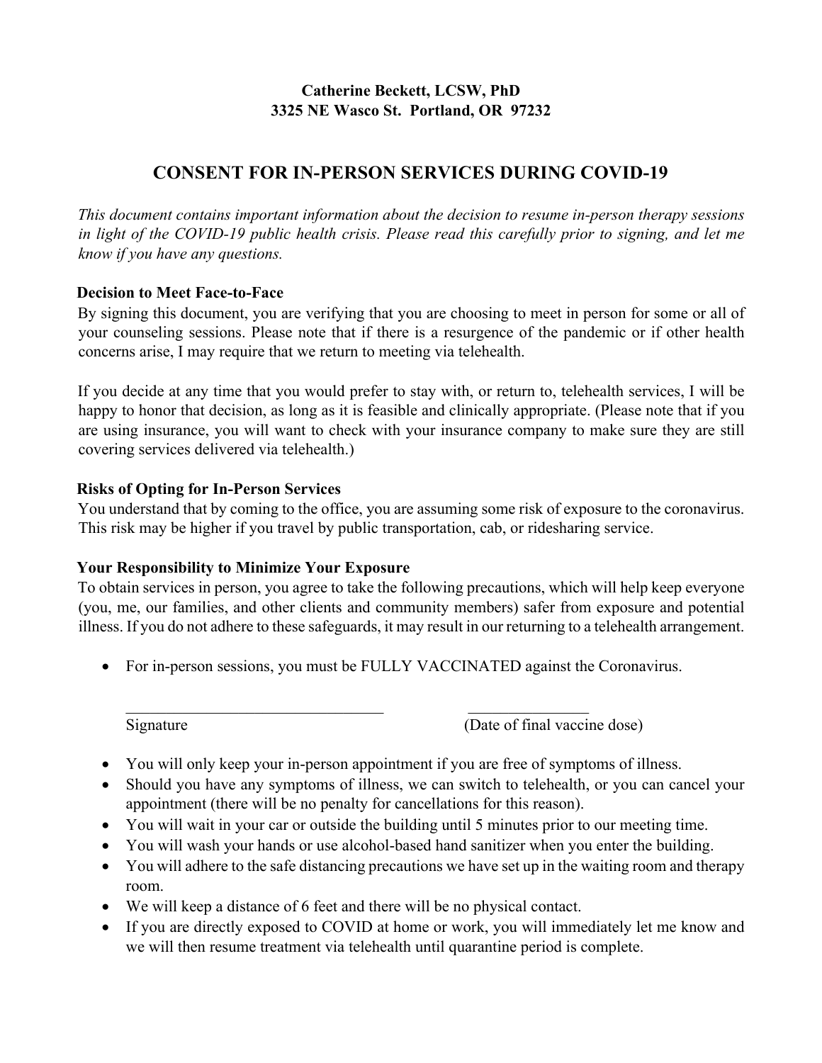**Catherine Beckett, LCSW, PhD**
**3325 NE Wasco St. Portland, OR 97232**

# CONSENT FOR IN-PERSON SERVICES DURING COVID-19

*This document contains important information about the decision to resume in-person therapy sessions in light of the COVID-19 public health crisis. Please read this carefully prior to signing, and let me know if you have any questions.*

**Decision to Meet Face-to-Face**

By signing this document, you are verifying that you are choosing to meet in person for some or all of your counseling sessions. Please note that if there is a resurgence of the pandemic or if other health concerns arise, I may require that we return to meeting via telehealth.

If you decide at any time that you would prefer to stay with, or return to, telehealth services, I will be happy to honor that decision, as long as it is feasible and clinically appropriate. (Please note that if you are using insurance, you will want to check with your insurance company to make sure they are still covering services delivered via telehealth.)

**Risks of Opting for In-Person Services**

You understand that by coming to the office, you are assuming some risk of exposure to the coronavirus. This risk may be higher if you travel by public transportation, cab, or ridesharing service.

**Your Responsibility to Minimize Your Exposure**

To obtain services in person, you agree to take the following precautions, which will help keep everyone (you, me, our families, and other clients and community members) safer from exposure and potential illness. If you do not adhere to these safeguards, it may result in our returning to a telehealth arrangement.

- For in-person sessions, you must be FULLY VACCINATED against the Coronavirus.

  _________________________________ _______________
  Signature (Date of final vaccine dose)

- You will only keep your in-person appointment if you are free of symptoms of illness.
- Should you have any symptoms of illness, we can switch to telehealth, or you can cancel your appointment (there will be no penalty for cancellations for this reason).
- You will wait in your car or outside the building until 5 minutes prior to our meeting time.
- You will wash your hands or use alcohol-based hand sanitizer when you enter the building.
- You will adhere to the safe distancing precautions we have set up in the waiting room and therapy room.
- We will keep a distance of 6 feet and there will be no physical contact.
- If you are directly exposed to COVID at home or work, you will immediately let me know and we will then resume treatment via telehealth until quarantine period is complete.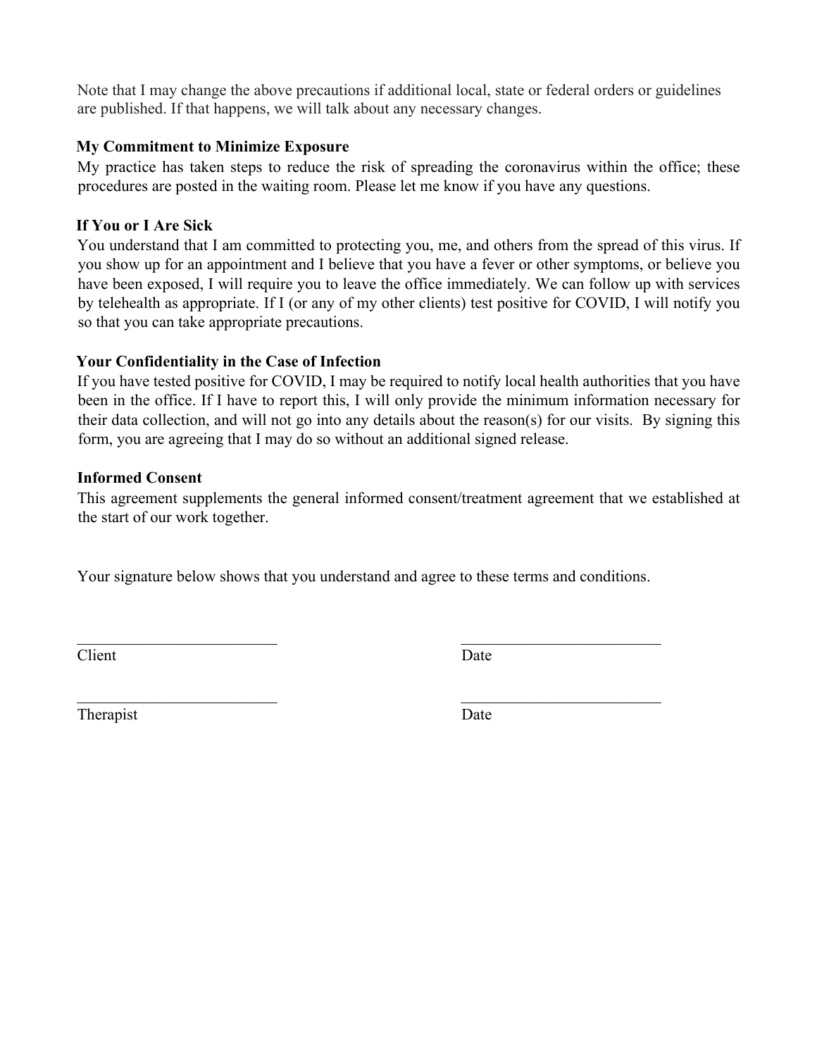Note that I may change the above precautions if additional local, state or federal orders or guidelines are published. If that happens, we will talk about any necessary changes.

**My Commitment to Minimize Exposure**

My practice has taken steps to reduce the risk of spreading the coronavirus within the office; these procedures are posted in the waiting room. Please let me know if you have any questions.

**If You or I Are Sick**

You understand that I am committed to protecting you, me, and others from the spread of this virus. If you show up for an appointment and I believe that you have a fever or other symptoms, or believe you have been exposed, I will require you to leave the office immediately. We can follow up with services by telehealth as appropriate. If I (or any of my other clients) test positive for COVID, I will notify you so that you can take appropriate precautions.

**Your Confidentiality in the Case of Infection**

If you have tested positive for COVID, I may be required to notify local health authorities that you have been in the office. If I have to report this, I will only provide the minimum information necessary for their data collection, and will not go into any details about the reason(s) for our visits. By signing this form, you are agreeing that I may do so without an additional signed release.

**Informed Consent**

This agreement supplements the general informed consent/treatment agreement that we established at the start of our work together.

Your signature below shows that you understand and agree to these terms and conditions.

\_\_\_\_\_\_\_\_\_\_\_\_\_\_\_\_\_\_\_\_\_\_\_\_\_\_ &nbsp;&nbsp;&nbsp;&nbsp; \_\_\_\_\_\_\_\_\_\_\_\_\_\_\_\_\_\_\_\_\_\_\_\_\_\_

Client &nbsp;&nbsp;&nbsp;&nbsp; Date

\_\_\_\_\_\_\_\_\_\_\_\_\_\_\_\_\_\_\_\_\_\_\_\_\_\_ &nbsp;&nbsp;&nbsp;&nbsp; \_\_\_\_\_\_\_\_\_\_\_\_\_\_\_\_\_\_\_\_\_\_\_\_\_\_

Therapist &nbsp;&nbsp;&nbsp;&nbsp; Date